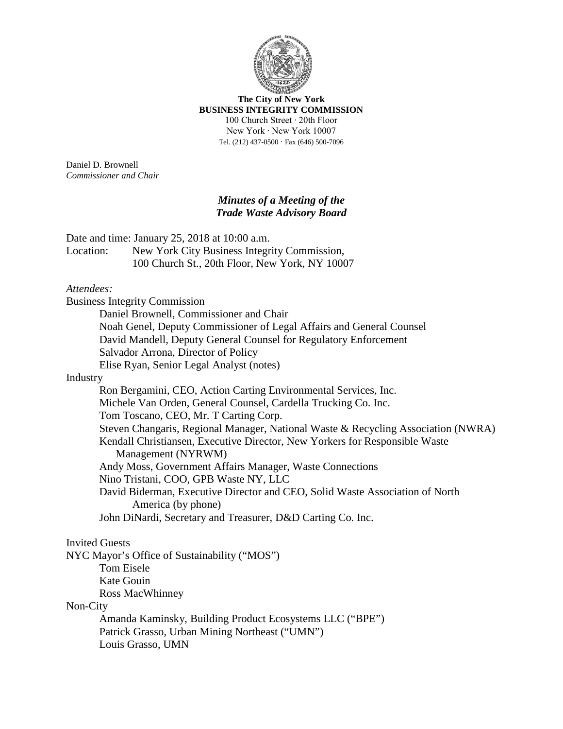**The City of New York**
**BUSINESS INTEGRITY COMMISSION**
100 Church Street · 20th Floor
New York · New York 10007
Tel. (212) 437-0500 · Fax (646) 500-7096

Daniel D. Brownell
*Commissioner and Chair*

# *Minutes of a Meeting of the Trade Waste Advisory Board*

Date and time: January 25, 2018 at 10:00 a.m.
Location: New York City Business Integrity Commission,
100 Church St., 20th Floor, New York, NY 10007

*Attendees:*

Business Integrity Commission

- Daniel Brownell, Commissioner and Chair
- Noah Genel, Deputy Commissioner of Legal Affairs and General Counsel
- David Mandell, Deputy General Counsel for Regulatory Enforcement
- Salvador Arrona, Director of Policy
- Elise Ryan, Senior Legal Analyst (notes)

Industry

- Ron Bergamini, CEO, Action Carting Environmental Services, Inc.
- Michele Van Orden, General Counsel, Cardella Trucking Co. Inc.
- Tom Toscano, CEO, Mr. T Carting Corp.
- Steven Changaris, Regional Manager, National Waste & Recycling Association (NWRA)
- Kendall Christiansen, Executive Director, New Yorkers for Responsible Waste Management (NYRWM)
- Andy Moss, Government Affairs Manager, Waste Connections
- Nino Tristani, COO, GPB Waste NY, LLC
- David Biderman, Executive Director and CEO, Solid Waste Association of North America (by phone)
- John DiNardi, Secretary and Treasurer, D&D Carting Co. Inc.

Invited Guests

NYC Mayor's Office of Sustainability ("MOS")

- Tom Eisele
- Kate Gouin
- Ross MacWhinney

Non-City

- Amanda Kaminsky, Building Product Ecosystems LLC ("BPE")
- Patrick Grasso, Urban Mining Northeast ("UMN")
- Louis Grasso, UMN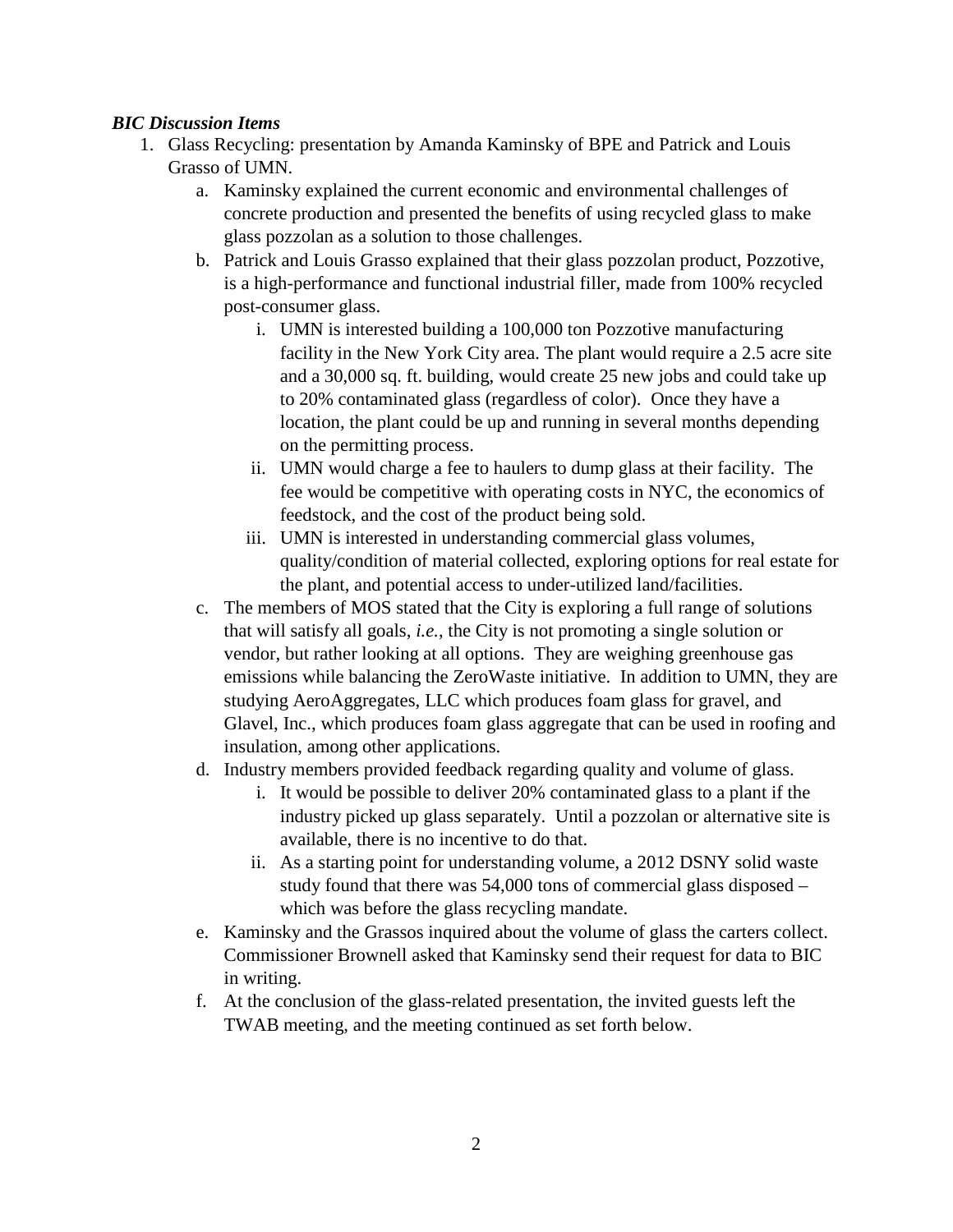***BIC Discussion Items***

1. Glass Recycling: presentation by Amanda Kaminsky of BPE and Patrick and Louis Grasso of UMN.
    a. Kaminsky explained the current economic and environmental challenges of concrete production and presented the benefits of using recycled glass to make glass pozzolan as a solution to those challenges.
    b. Patrick and Louis Grasso explained that their glass pozzolan product, Pozzotive, is a high-performance and functional industrial filler, made from 100% recycled post-consumer glass.
        i. UMN is interested building a 100,000 ton Pozzotive manufacturing facility in the New York City area. The plant would require a 2.5 acre site and a 30,000 sq. ft. building, would create 25 new jobs and could take up to 20% contaminated glass (regardless of color). Once they have a location, the plant could be up and running in several months depending on the permitting process.
        ii. UMN would charge a fee to haulers to dump glass at their facility. The fee would be competitive with operating costs in NYC, the economics of feedstock, and the cost of the product being sold.
        iii. UMN is interested in understanding commercial glass volumes, quality/condition of material collected, exploring options for real estate for the plant, and potential access to under-utilized land/facilities.
    c. The members of MOS stated that the City is exploring a full range of solutions that will satisfy all goals, *i.e.*, the City is not promoting a single solution or vendor, but rather looking at all options. They are weighing greenhouse gas emissions while balancing the ZeroWaste initiative. In addition to UMN, they are studying AeroAggregates, LLC which produces foam glass for gravel, and Glavel, Inc., which produces foam glass aggregate that can be used in roofing and insulation, among other applications.
    d. Industry members provided feedback regarding quality and volume of glass.
        i. It would be possible to deliver 20% contaminated glass to a plant if the industry picked up glass separately. Until a pozzolan or alternative site is available, there is no incentive to do that.
        ii. As a starting point for understanding volume, a 2012 DSNY solid waste study found that there was 54,000 tons of commercial glass disposed – which was before the glass recycling mandate.
    e. Kaminsky and the Grassos inquired about the volume of glass the carters collect. Commissioner Brownell asked that Kaminsky send their request for data to BIC in writing.
    f. At the conclusion of the glass-related presentation, the invited guests left the TWAB meeting, and the meeting continued as set forth below.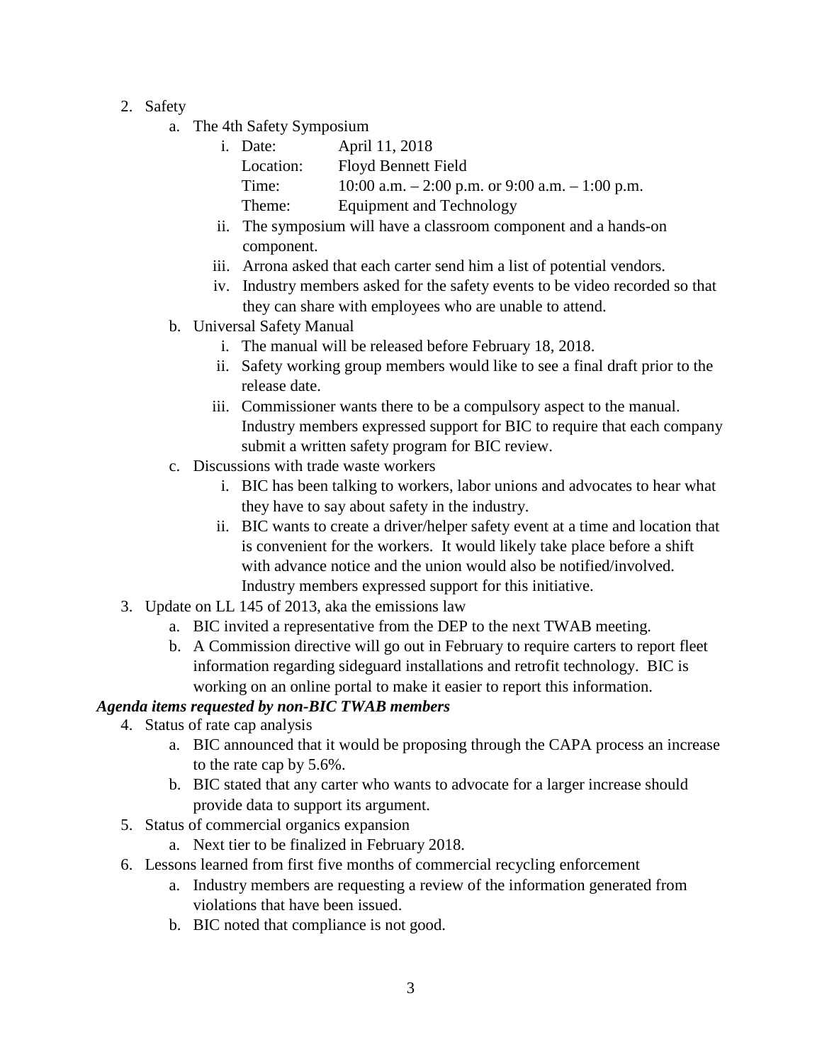2. Safety
    a. The 4th Safety Symposium
        i. Date: April 11, 2018
           Location: Floyd Bennett Field
           Time: 10:00 a.m. – 2:00 p.m. or 9:00 a.m. – 1:00 p.m.
           Theme: Equipment and Technology
        ii. The symposium will have a classroom component and a hands-on component.
        iii. Arrona asked that each carter send him a list of potential vendors.
        iv. Industry members asked for the safety events to be video recorded so that they can share with employees who are unable to attend.
    b. Universal Safety Manual
        i. The manual will be released before February 18, 2018.
        ii. Safety working group members would like to see a final draft prior to the release date.
        iii. Commissioner wants there to be a compulsory aspect to the manual. Industry members expressed support for BIC to require that each company submit a written safety program for BIC review.
    c. Discussions with trade waste workers
        i. BIC has been talking to workers, labor unions and advocates to hear what they have to say about safety in the industry.
        ii. BIC wants to create a driver/helper safety event at a time and location that is convenient for the workers. It would likely take place before a shift with advance notice and the union would also be notified/involved. Industry members expressed support for this initiative.
3. Update on LL 145 of 2013, aka the emissions law
    a. BIC invited a representative from the DEP to the next TWAB meeting.
    b. A Commission directive will go out in February to require carters to report fleet information regarding sideguard installations and retrofit technology. BIC is working on an online portal to make it easier to report this information.

***Agenda items requested by non-BIC TWAB members***

4. Status of rate cap analysis
    a. BIC announced that it would be proposing through the CAPA process an increase to the rate cap by 5.6%.
    b. BIC stated that any carter who wants to advocate for a larger increase should provide data to support its argument.
5. Status of commercial organics expansion
    a. Next tier to be finalized in February 2018.
6. Lessons learned from first five months of commercial recycling enforcement
    a. Industry members are requesting a review of the information generated from violations that have been issued.
    b. BIC noted that compliance is not good.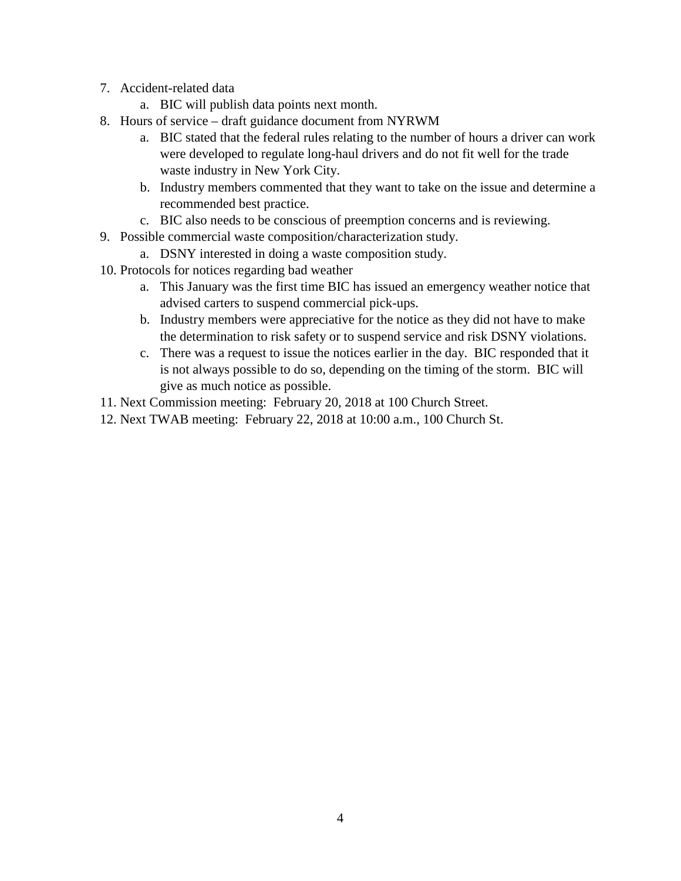7. Accident-related data
    a. BIC will publish data points next month.
8. Hours of service – draft guidance document from NYRWM
    a. BIC stated that the federal rules relating to the number of hours a driver can work were developed to regulate long-haul drivers and do not fit well for the trade waste industry in New York City.
    b. Industry members commented that they want to take on the issue and determine a recommended best practice.
    c. BIC also needs to be conscious of preemption concerns and is reviewing.
9. Possible commercial waste composition/characterization study.
    a. DSNY interested in doing a waste composition study.
10. Protocols for notices regarding bad weather
    a. This January was the first time BIC has issued an emergency weather notice that advised carters to suspend commercial pick-ups.
    b. Industry members were appreciative for the notice as they did not have to make the determination to risk safety or to suspend service and risk DSNY violations.
    c. There was a request to issue the notices earlier in the day. BIC responded that it is not always possible to do so, depending on the timing of the storm. BIC will give as much notice as possible.
11. Next Commission meeting: February 20, 2018 at 100 Church Street.
12. Next TWAB meeting: February 22, 2018 at 10:00 a.m., 100 Church St.